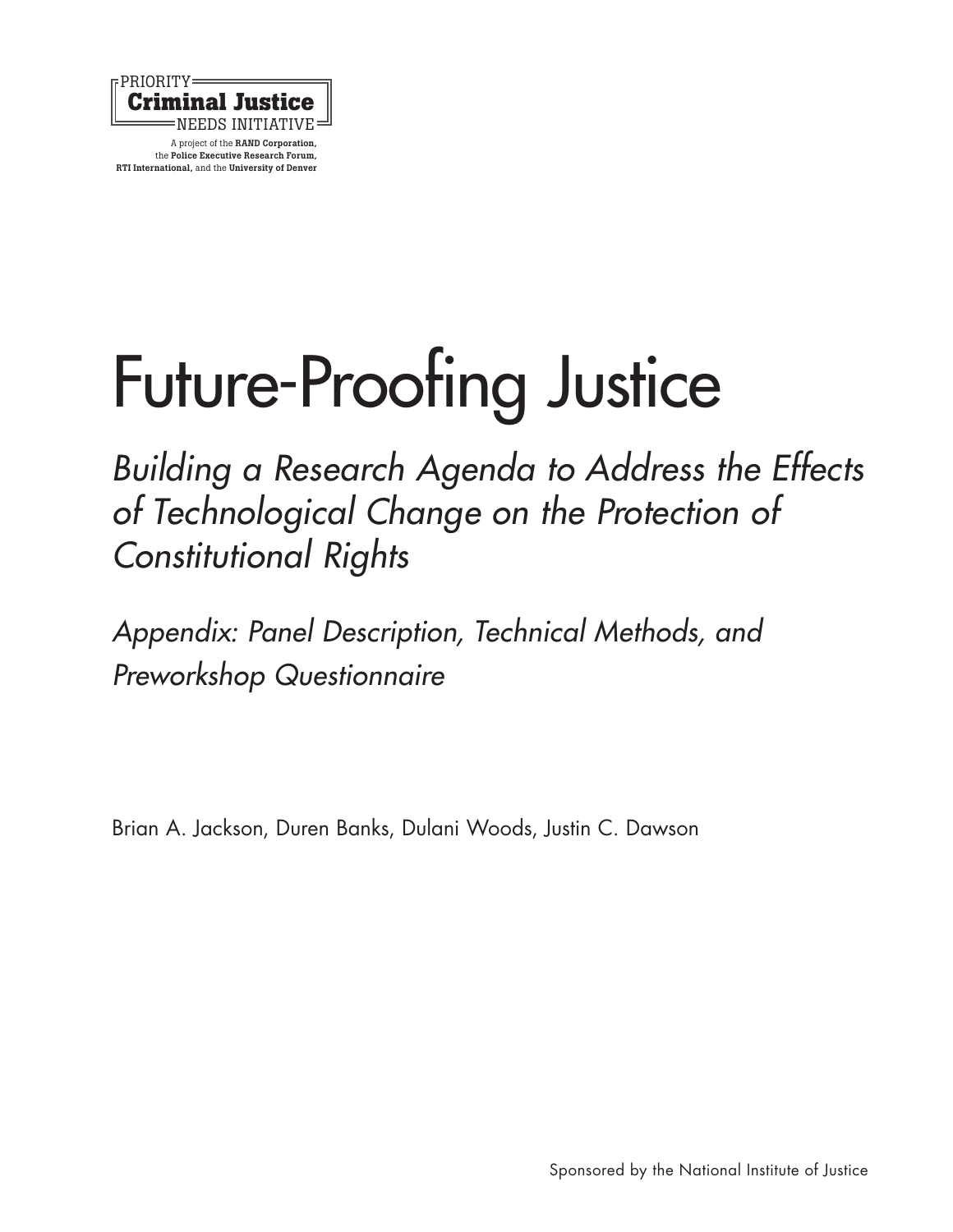PRIORITY
**Criminal Justice**
NEEDS INITIATIVE

A project of the **RAND Corporation**, the **Police Executive Research Forum**, **RTI International**, and the **University of Denver**

# Future-Proofing Justice

## *Building a Research Agenda to Address the Effects of Technological Change on the Protection of Constitutional Rights*

### *Appendix: Panel Description, Technical Methods, and Preworkshop Questionnaire*

Brian A. Jackson, Duren Banks, Dulani Woods, Justin C. Dawson

Sponsored by the National Institute of Justice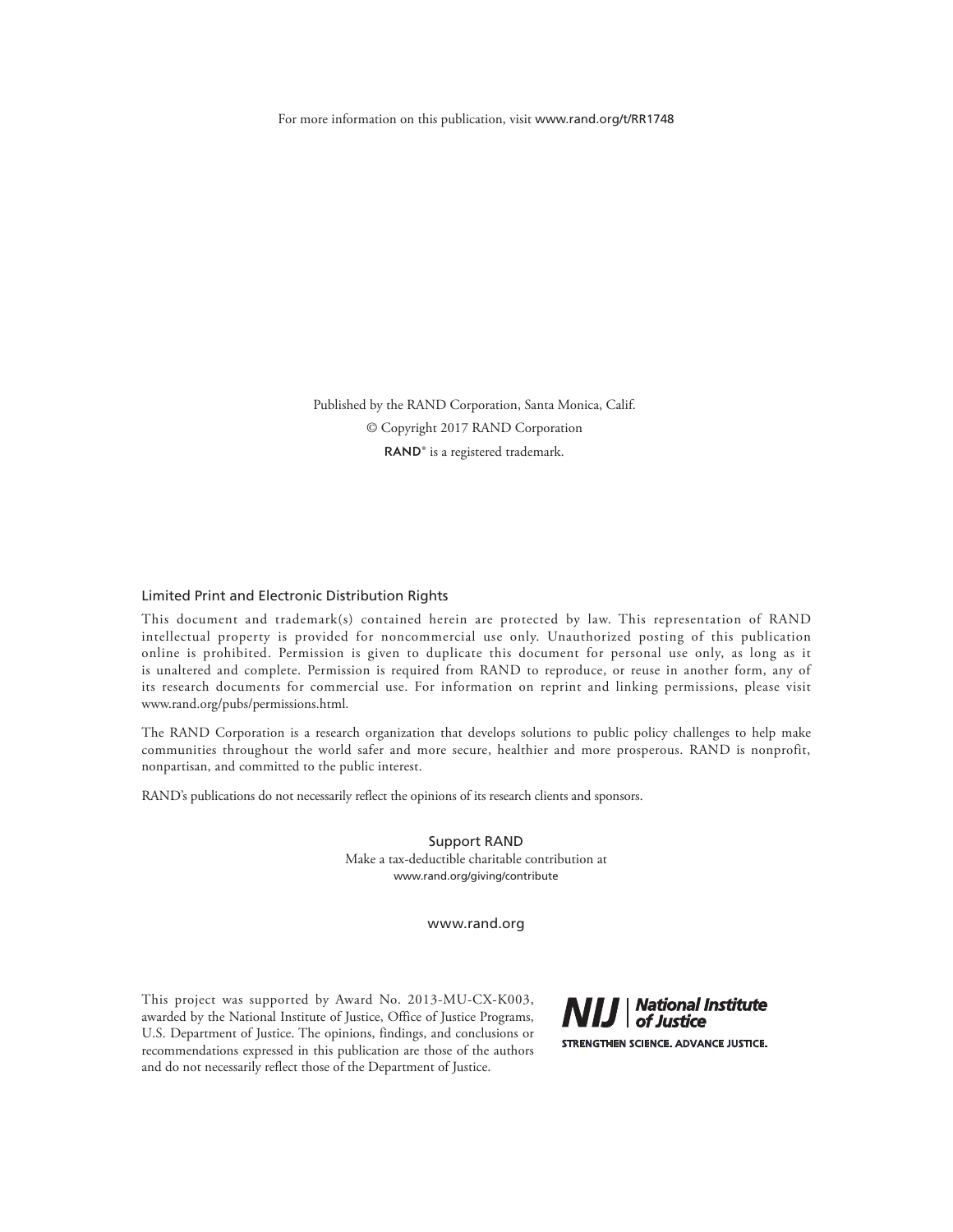For more information on this publication, visit www.rand.org/t/RR1748

Published by the RAND Corporation, Santa Monica, Calif.

© Copyright 2017 RAND Corporation

RAND® is a registered trademark.

## Limited Print and Electronic Distribution Rights

This document and trademark(s) contained herein are protected by law. This representation of RAND intellectual property is provided for noncommercial use only. Unauthorized posting of this publication online is prohibited. Permission is given to duplicate this document for personal use only, as long as it is unaltered and complete. Permission is required from RAND to reproduce, or reuse in another form, any of its research documents for commercial use. For information on reprint and linking permissions, please visit www.rand.org/pubs/permissions.html.

The RAND Corporation is a research organization that develops solutions to public policy challenges to help make communities throughout the world safer and more secure, healthier and more prosperous. RAND is nonprofit, nonpartisan, and committed to the public interest.

RAND's publications do not necessarily reflect the opinions of its research clients and sponsors.

Support RAND

Make a tax-deductible charitable contribution at

www.rand.org/giving/contribute

www.rand.org

This project was supported by Award No. 2013-MU-CX-K003, awarded by the National Institute of Justice, Office of Justice Programs, U.S. Department of Justice. The opinions, findings, and conclusions or recommendations expressed in this publication are those of the authors and do not necessarily reflect those of the Department of Justice.

NIJ | National Institute of Justice

STRENGTHEN SCIENCE. ADVANCE JUSTICE.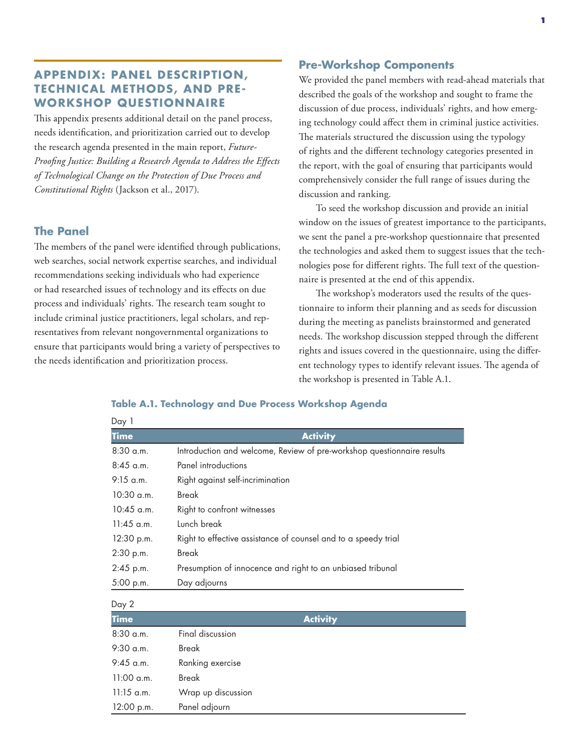## APPENDIX: PANEL DESCRIPTION, TECHNICAL METHODS, AND PRE-WORKSHOP QUESTIONNAIRE

This appendix presents additional detail on the panel process, needs identification, and prioritization carried out to develop the research agenda presented in the main report, *Future-Proofing Justice: Building a Research Agenda to Address the Effects of Technological Change on the Protection of Due Process and Constitutional Rights* (Jackson et al., 2017).

### The Panel

The members of the panel were identified through publications, web searches, social network expertise searches, and individual recommendations seeking individuals who had experience or had researched issues of technology and its effects on due process and individuals' rights. The research team sought to include criminal justice practitioners, legal scholars, and representatives from relevant nongovernmental organizations to ensure that participants would bring a variety of perspectives to the needs identification and prioritization process.

### Pre-Workshop Components

We provided the panel members with read-ahead materials that described the goals of the workshop and sought to frame the discussion of due process, individuals' rights, and how emerging technology could affect them in criminal justice activities. The materials structured the discussion using the typology of rights and the different technology categories presented in the report, with the goal of ensuring that participants would comprehensively consider the full range of issues during the discussion and ranking.

To seed the workshop discussion and provide an initial window on the issues of greatest importance to the participants, we sent the panel a pre-workshop questionnaire that presented the technologies and asked them to suggest issues that the technologies pose for different rights. The full text of the questionnaire is presented at the end of this appendix.

The workshop's moderators used the results of the questionnaire to inform their planning and as seeds for discussion during the meeting as panelists brainstormed and generated needs. The workshop discussion stepped through the different rights and issues covered in the questionnaire, using the different technology types to identify relevant issues. The agenda of the workshop is presented in Table A.1.

**Table A.1. Technology and Due Process Workshop Agenda**

Day 1

| Time | Activity |
|---|---|
| 8:30 a.m. | Introduction and welcome, Review of pre-workshop questionnaire results |
| 8:45 a.m. | Panel introductions |
| 9:15 a.m. | Right against self-incrimination |
| 10:30 a.m. | Break |
| 10:45 a.m. | Right to confront witnesses |
| 11:45 a.m. | Lunch break |
| 12:30 p.m. | Right to effective assistance of counsel and to a speedy trial |
| 2:30 p.m. | Break |
| 2:45 p.m. | Presumption of innocence and right to an unbiased tribunal |
| 5:00 p.m. | Day adjourns |

Day 2

| Time | Activity |
|---|---|
| 8:30 a.m. | Final discussion |
| 9:30 a.m. | Break |
| 9:45 a.m. | Ranking exercise |
| 11:00 a.m. | Break |
| 11:15 a.m. | Wrap up discussion |
| 12:00 p.m. | Panel adjourn |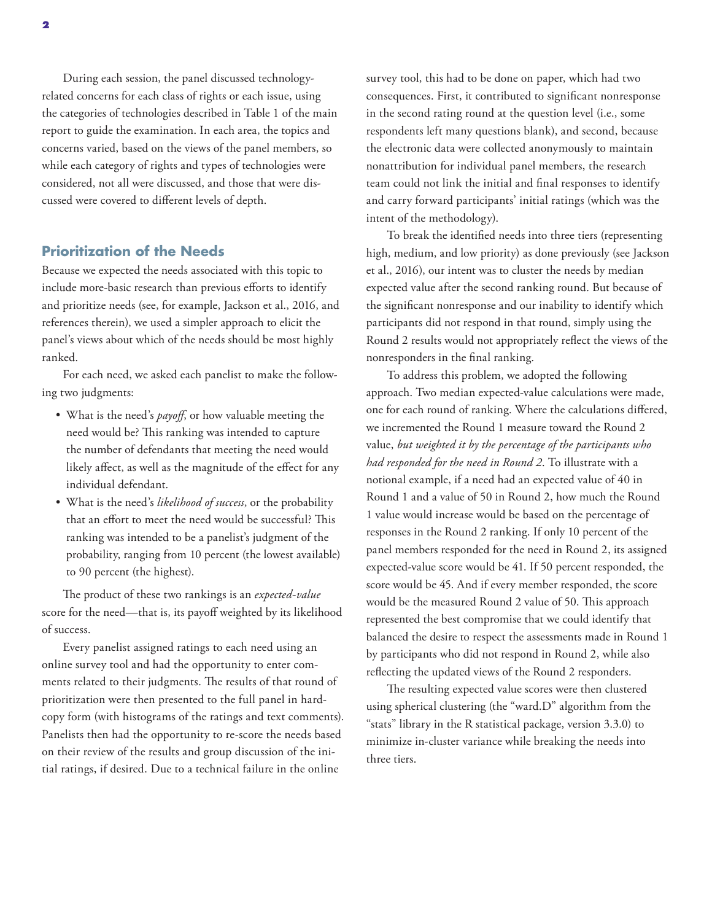During each session, the panel discussed technology-related concerns for each class of rights or each issue, using the categories of technologies described in Table 1 of the main report to guide the examination. In each area, the topics and concerns varied, based on the views of the panel members, so while each category of rights and types of technologies were considered, not all were discussed, and those that were discussed were covered to different levels of depth.

## Prioritization of the Needs

Because we expected the needs associated with this topic to include more-basic research than previous efforts to identify and prioritize needs (see, for example, Jackson et al., 2016, and references therein), we used a simpler approach to elicit the panel's views about which of the needs should be most highly ranked.

For each need, we asked each panelist to make the following two judgments:

- What is the need's *payoff*, or how valuable meeting the need would be? This ranking was intended to capture the number of defendants that meeting the need would likely affect, as well as the magnitude of the effect for any individual defendant.
- What is the need's *likelihood of success*, or the probability that an effort to meet the need would be successful? This ranking was intended to be a panelist's judgment of the probability, ranging from 10 percent (the lowest available) to 90 percent (the highest).

The product of these two rankings is an *expected-value* score for the need—that is, its payoff weighted by its likelihood of success.

Every panelist assigned ratings to each need using an online survey tool and had the opportunity to enter comments related to their judgments. The results of that round of prioritization were then presented to the full panel in hard-copy form (with histograms of the ratings and text comments). Panelists then had the opportunity to re-score the needs based on their review of the results and group discussion of the initial ratings, if desired. Due to a technical failure in the online survey tool, this had to be done on paper, which had two consequences. First, it contributed to significant nonresponse in the second rating round at the question level (i.e., some respondents left many questions blank), and second, because the electronic data were collected anonymously to maintain nonattribution for individual panel members, the research team could not link the initial and final responses to identify and carry forward participants' initial ratings (which was the intent of the methodology).

To break the identified needs into three tiers (representing high, medium, and low priority) as done previously (see Jackson et al., 2016), our intent was to cluster the needs by median expected value after the second ranking round. But because of the significant nonresponse and our inability to identify which participants did not respond in that round, simply using the Round 2 results would not appropriately reflect the views of the nonresponders in the final ranking.

To address this problem, we adopted the following approach. Two median expected-value calculations were made, one for each round of ranking. Where the calculations differed, we incremented the Round 1 measure toward the Round 2 value, *but weighted it by the percentage of the participants who had responded for the need in Round 2*. To illustrate with a notional example, if a need had an expected value of 40 in Round 1 and a value of 50 in Round 2, how much the Round 1 value would increase would be based on the percentage of responses in the Round 2 ranking. If only 10 percent of the panel members responded for the need in Round 2, its assigned expected-value score would be 41. If 50 percent responded, the score would be 45. And if every member responded, the score would be the measured Round 2 value of 50. This approach represented the best compromise that we could identify that balanced the desire to respect the assessments made in Round 1 by participants who did not respond in Round 2, while also reflecting the updated views of the Round 2 responders.

The resulting expected value scores were then clustered using spherical clustering (the "ward.D" algorithm from the "stats" library in the R statistical package, version 3.3.0) to minimize in-cluster variance while breaking the needs into three tiers.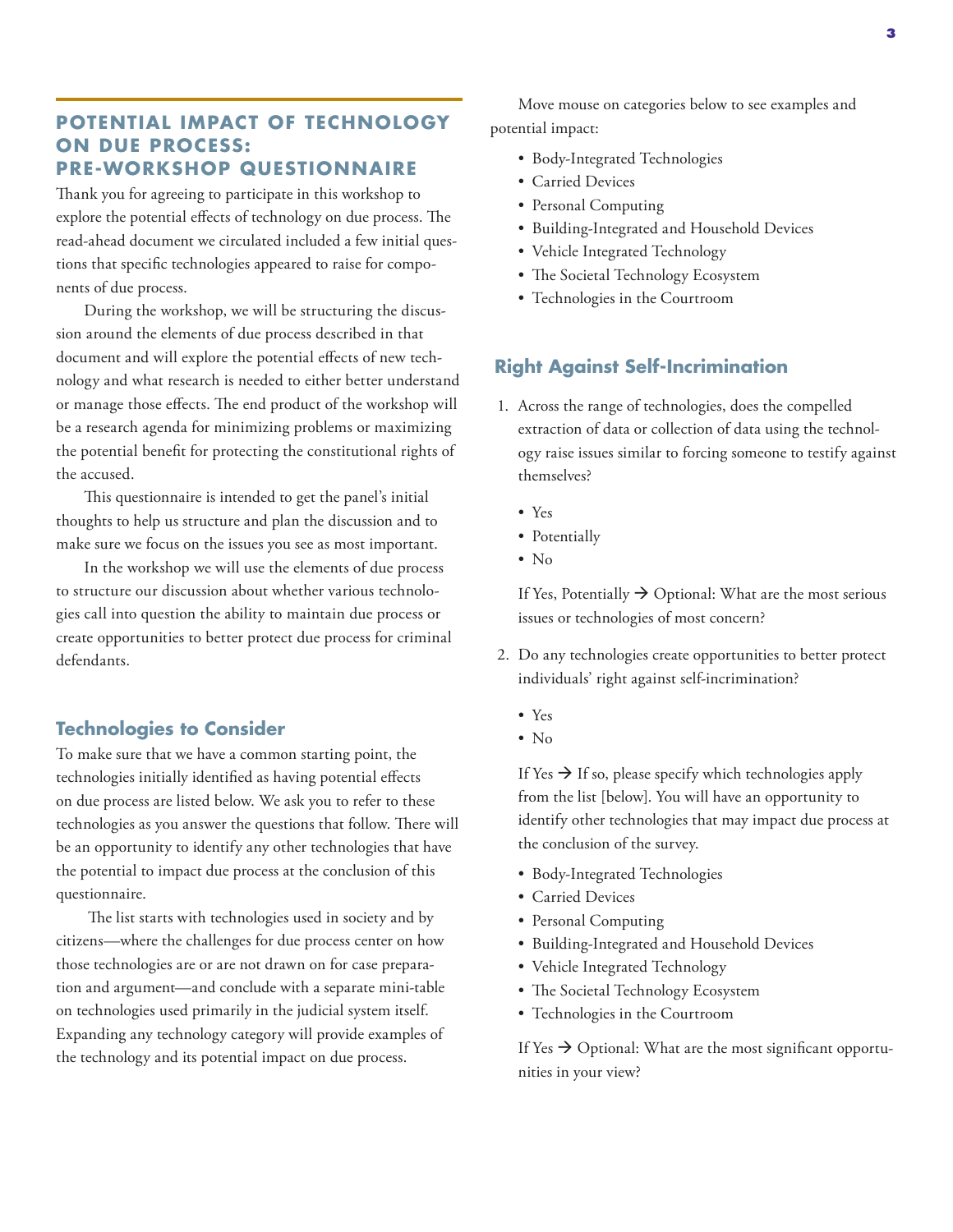## POTENTIAL IMPACT OF TECHNOLOGY ON DUE PROCESS: PRE-WORKSHOP QUESTIONNAIRE

Thank you for agreeing to participate in this workshop to explore the potential effects of technology on due process. The read-ahead document we circulated included a few initial questions that specific technologies appeared to raise for components of due process.

During the workshop, we will be structuring the discussion around the elements of due process described in that document and will explore the potential effects of new technology and what research is needed to either better understand or manage those effects. The end product of the workshop will be a research agenda for minimizing problems or maximizing the potential benefit for protecting the constitutional rights of the accused.

This questionnaire is intended to get the panel's initial thoughts to help us structure and plan the discussion and to make sure we focus on the issues you see as most important.

In the workshop we will use the elements of due process to structure our discussion about whether various technologies call into question the ability to maintain due process or create opportunities to better protect due process for criminal defendants.

### Technologies to Consider

To make sure that we have a common starting point, the technologies initially identified as having potential effects on due process are listed below. We ask you to refer to these technologies as you answer the questions that follow. There will be an opportunity to identify any other technologies that have the potential to impact due process at the conclusion of this questionnaire.

The list starts with technologies used in society and by citizens—where the challenges for due process center on how those technologies are or are not drawn on for case preparation and argument—and conclude with a separate mini-table on technologies used primarily in the judicial system itself. Expanding any technology category will provide examples of the technology and its potential impact on due process.

Move mouse on categories below to see examples and potential impact:

- Body-Integrated Technologies
- Carried Devices
- Personal Computing
- Building-Integrated and Household Devices
- Vehicle Integrated Technology
- The Societal Technology Ecosystem
- Technologies in the Courtroom

### Right Against Self-Incrimination

1. Across the range of technologies, does the compelled extraction of data or collection of data using the technology raise issues similar to forcing someone to testify against themselves?

   - Yes
   - Potentially
   - No

   If Yes, Potentially → Optional: What are the most serious issues or technologies of most concern?

2. Do any technologies create opportunities to better protect individuals' right against self-incrimination?

   - Yes
   - No

   If Yes → If so, please specify which technologies apply from the list [below]. You will have an opportunity to identify other technologies that may impact due process at the conclusion of the survey.

   - Body-Integrated Technologies
   - Carried Devices
   - Personal Computing
   - Building-Integrated and Household Devices
   - Vehicle Integrated Technology
   - The Societal Technology Ecosystem
   - Technologies in the Courtroom

   If Yes → Optional: What are the most significant opportunities in your view?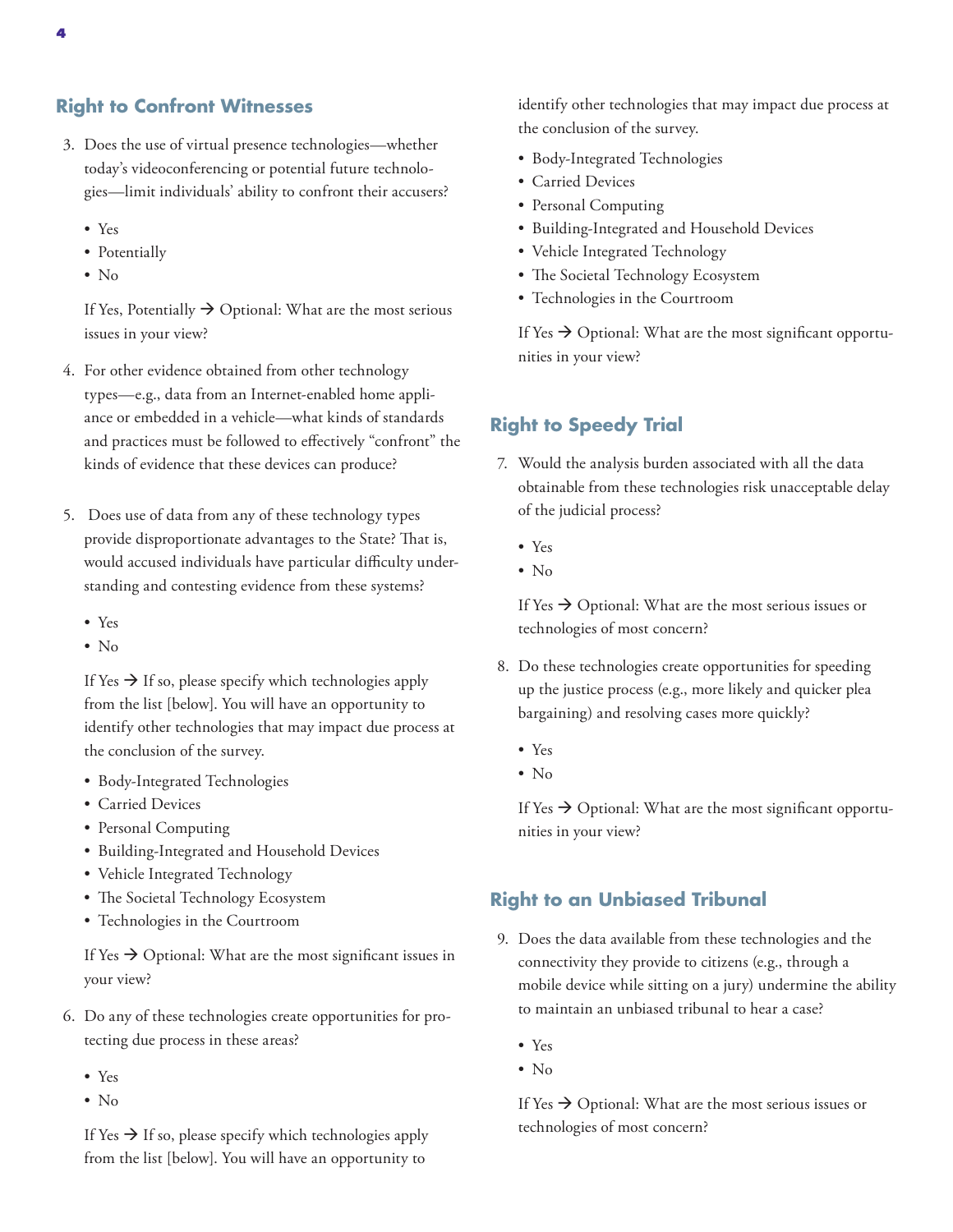## Right to Confront Witnesses

3. Does the use of virtual presence technologies—whether today's videoconferencing or potential future technologies—limit individuals' ability to confront their accusers?

   - Yes
   - Potentially
   - No

   If Yes, Potentially → Optional: What are the most serious issues in your view?

4. For other evidence obtained from other technology types—e.g., data from an Internet-enabled home appliance or embedded in a vehicle—what kinds of standards and practices must be followed to effectively "confront" the kinds of evidence that these devices can produce?

5. Does use of data from any of these technology types provide disproportionate advantages to the State? That is, would accused individuals have particular difficulty understanding and contesting evidence from these systems?

   - Yes
   - No

   If Yes → If so, please specify which technologies apply from the list [below]. You will have an opportunity to identify other technologies that may impact due process at the conclusion of the survey.

   - Body-Integrated Technologies
   - Carried Devices
   - Personal Computing
   - Building-Integrated and Household Devices
   - Vehicle Integrated Technology
   - The Societal Technology Ecosystem
   - Technologies in the Courtroom

   If Yes → Optional: What are the most significant issues in your view?

6. Do any of these technologies create opportunities for protecting due process in these areas?

   - Yes
   - No

   If Yes → If so, please specify which technologies apply from the list [below]. You will have an opportunity to identify other technologies that may impact due process at the conclusion of the survey.

   - Body-Integrated Technologies
   - Carried Devices
   - Personal Computing
   - Building-Integrated and Household Devices
   - Vehicle Integrated Technology
   - The Societal Technology Ecosystem
   - Technologies in the Courtroom

   If Yes → Optional: What are the most significant opportunities in your view?

## Right to Speedy Trial

7. Would the analysis burden associated with all the data obtainable from these technologies risk unacceptable delay of the judicial process?

   - Yes
   - No

   If Yes → Optional: What are the most serious issues or technologies of most concern?

8. Do these technologies create opportunities for speeding up the justice process (e.g., more likely and quicker plea bargaining) and resolving cases more quickly?

   - Yes
   - No

   If Yes → Optional: What are the most significant opportunities in your view?

## Right to an Unbiased Tribunal

9. Does the data available from these technologies and the connectivity they provide to citizens (e.g., through a mobile device while sitting on a jury) undermine the ability to maintain an unbiased tribunal to hear a case?

   - Yes
   - No

   If Yes → Optional: What are the most serious issues or technologies of most concern?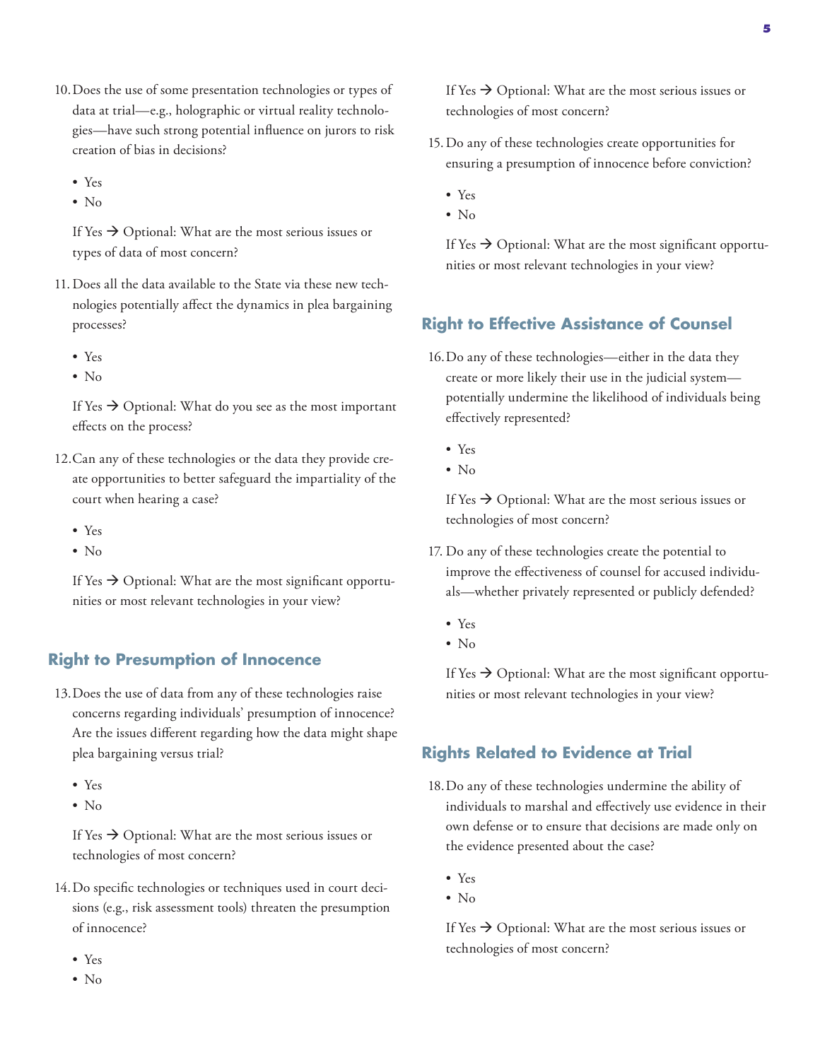10. Does the use of some presentation technologies or types of data at trial—e.g., holographic or virtual reality technologies—have such strong potential influence on jurors to risk creation of bias in decisions?

    - Yes
    - No

    If Yes → Optional: What are the most serious issues or types of data of most concern?

11. Does all the data available to the State via these new technologies potentially affect the dynamics in plea bargaining processes?

    - Yes
    - No

    If Yes → Optional: What do you see as the most important effects on the process?

12. Can any of these technologies or the data they provide create opportunities to better safeguard the impartiality of the court when hearing a case?

    - Yes
    - No

    If Yes → Optional: What are the most significant opportunities or most relevant technologies in your view?

## Right to Presumption of Innocence

13. Does the use of data from any of these technologies raise concerns regarding individuals' presumption of innocence? Are the issues different regarding how the data might shape plea bargaining versus trial?

    - Yes
    - No

    If Yes → Optional: What are the most serious issues or technologies of most concern?

14. Do specific technologies or techniques used in court decisions (e.g., risk assessment tools) threaten the presumption of innocence?

    - Yes
    - No

    If Yes → Optional: What are the most serious issues or technologies of most concern?

15. Do any of these technologies create opportunities for ensuring a presumption of innocence before conviction?

    - Yes
    - No

    If Yes → Optional: What are the most significant opportunities or most relevant technologies in your view?

## Right to Effective Assistance of Counsel

16. Do any of these technologies—either in the data they create or more likely their use in the judicial system—potentially undermine the likelihood of individuals being effectively represented?

    - Yes
    - No

    If Yes → Optional: What are the most serious issues or technologies of most concern?

17. Do any of these technologies create the potential to improve the effectiveness of counsel for accused individuals—whether privately represented or publicly defended?

    - Yes
    - No

    If Yes → Optional: What are the most significant opportunities or most relevant technologies in your view?

## Rights Related to Evidence at Trial

18. Do any of these technologies undermine the ability of individuals to marshal and effectively use evidence in their own defense or to ensure that decisions are made only on the evidence presented about the case?

    - Yes
    - No

    If Yes → Optional: What are the most serious issues or technologies of most concern?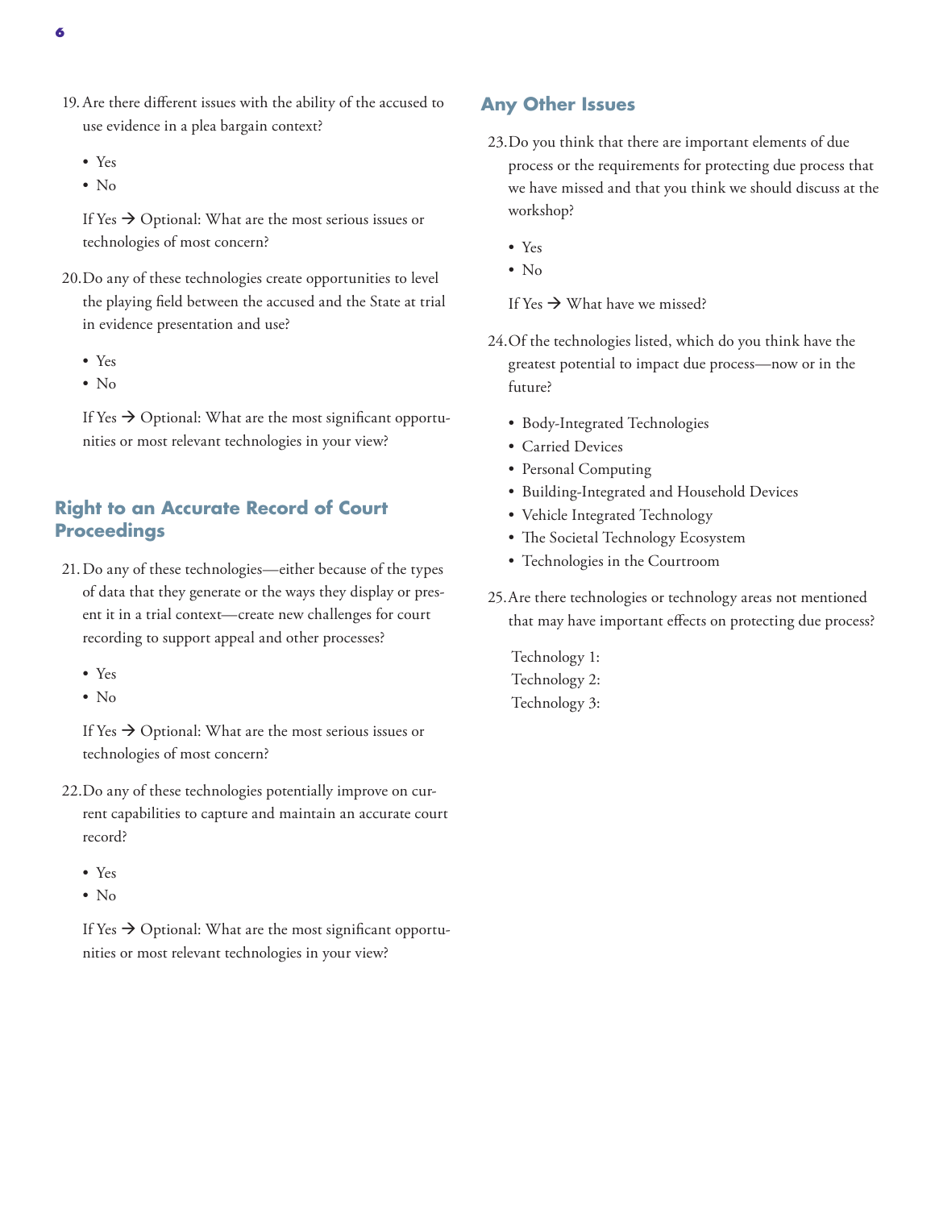19. Are there different issues with the ability of the accused to use evidence in a plea bargain context?

- Yes
- No

If Yes → Optional: What are the most serious issues or technologies of most concern?

20. Do any of these technologies create opportunities to level the playing field between the accused and the State at trial in evidence presentation and use?

- Yes
- No

If Yes → Optional: What are the most significant opportunities or most relevant technologies in your view?

## Right to an Accurate Record of Court Proceedings

21. Do any of these technologies—either because of the types of data that they generate or the ways they display or present it in a trial context—create new challenges for court recording to support appeal and other processes?

- Yes
- No

If Yes → Optional: What are the most serious issues or technologies of most concern?

22. Do any of these technologies potentially improve on current capabilities to capture and maintain an accurate court record?

- Yes
- No

If Yes → Optional: What are the most significant opportunities or most relevant technologies in your view?

## Any Other Issues

23. Do you think that there are important elements of due process or the requirements for protecting due process that we have missed and that you think we should discuss at the workshop?

- Yes
- No

If Yes → What have we missed?

24. Of the technologies listed, which do you think have the greatest potential to impact due process—now or in the future?

- Body-Integrated Technologies
- Carried Devices
- Personal Computing
- Building-Integrated and Household Devices
- Vehicle Integrated Technology
- The Societal Technology Ecosystem
- Technologies in the Courtroom

25. Are there technologies or technology areas not mentioned that may have important effects on protecting due process?

Technology 1:
Technology 2:
Technology 3: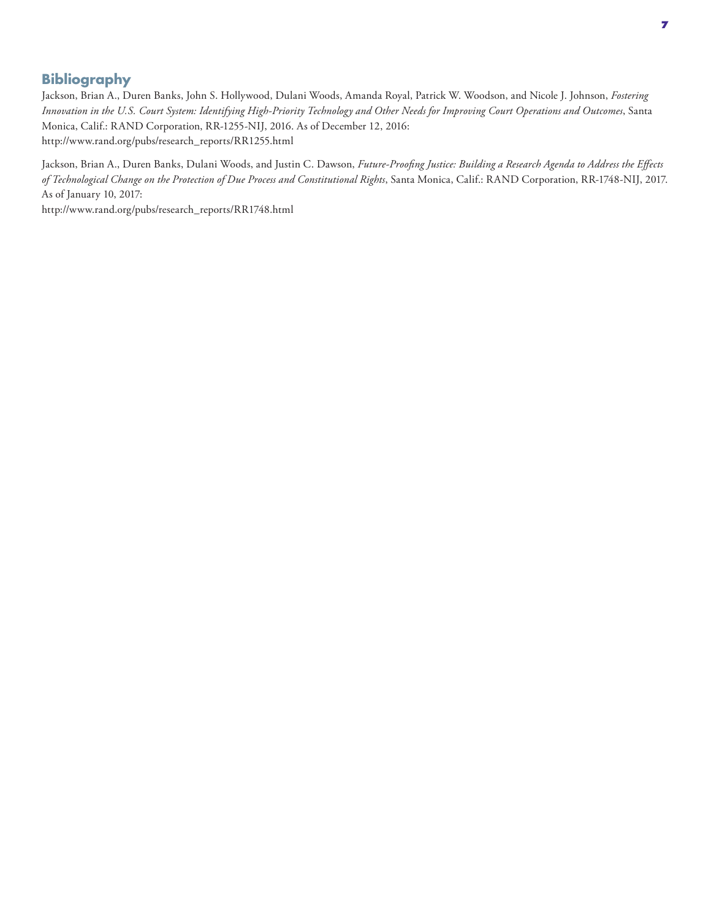## Bibliography

Jackson, Brian A., Duren Banks, John S. Hollywood, Dulani Woods, Amanda Royal, Patrick W. Woodson, and Nicole J. Johnson, *Fostering Innovation in the U.S. Court System: Identifying High-Priority Technology and Other Needs for Improving Court Operations and Outcomes*, Santa Monica, Calif.: RAND Corporation, RR-1255-NIJ, 2016. As of December 12, 2016:
http://www.rand.org/pubs/research_reports/RR1255.html

Jackson, Brian A., Duren Banks, Dulani Woods, and Justin C. Dawson, *Future-Proofing Justice: Building a Research Agenda to Address the Effects of Technological Change on the Protection of Due Process and Constitutional Rights*, Santa Monica, Calif.: RAND Corporation, RR-1748-NIJ, 2017. As of January 10, 2017:
http://www.rand.org/pubs/research_reports/RR1748.html